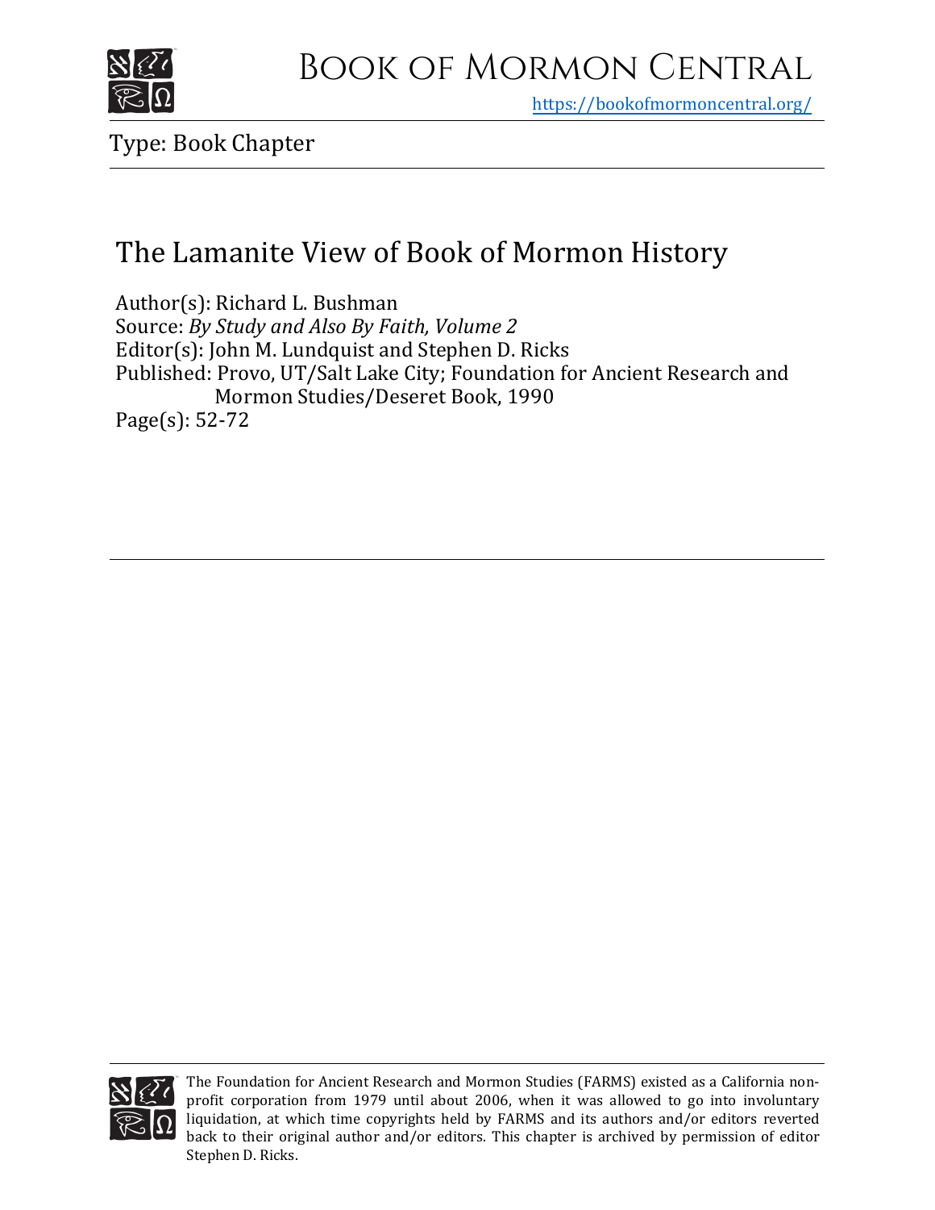# Book of Mormon Central

https://bookofmormoncentral.org/

Type: Book Chapter

## The Lamanite View of Book of Mormon History

Author(s): Richard L. Bushman
Source: *By Study and Also By Faith, Volume 2*
Editor(s): John M. Lundquist and Stephen D. Ricks
Published: Provo, UT/Salt Lake City; Foundation for Ancient Research and Mormon Studies/Deseret Book, 1990
Page(s): 52-72

The Foundation for Ancient Research and Mormon Studies (FARMS) existed as a California non-profit corporation from 1979 until about 2006, when it was allowed to go into involuntary liquidation, at which time copyrights held by FARMS and its authors and/or editors reverted back to their original author and/or editors. This chapter is archived by permission of editor Stephen D. Ricks.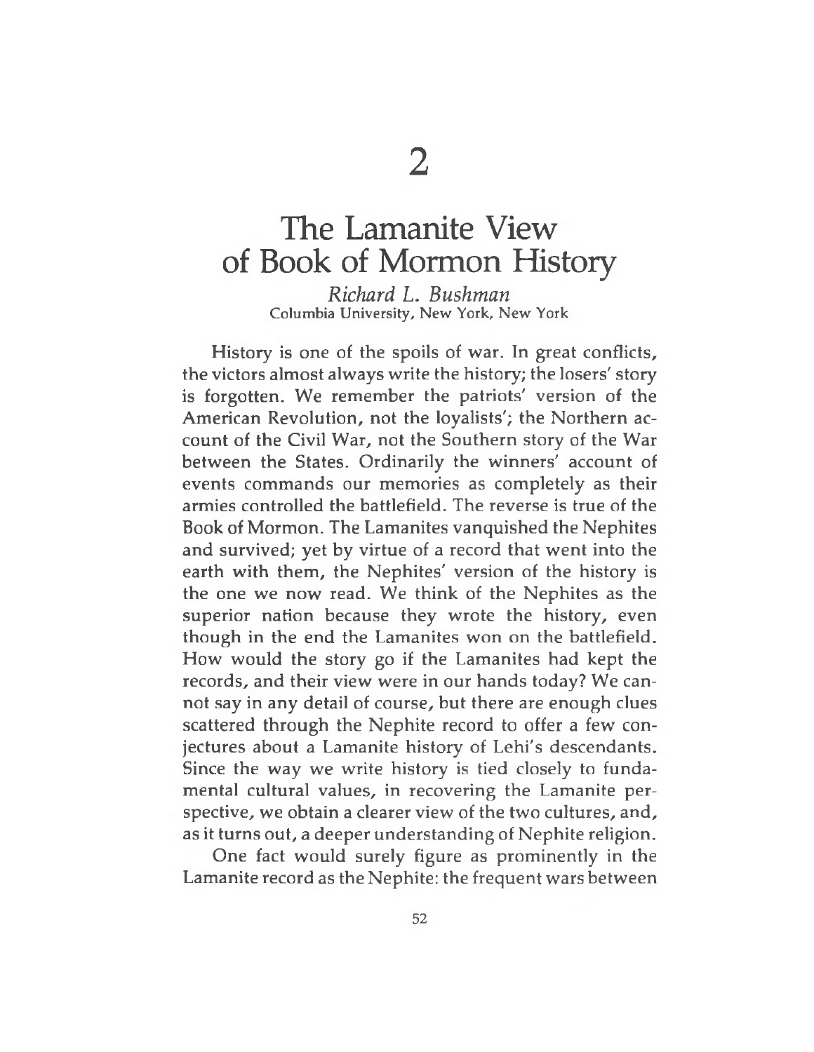# 2

# The Lamanite View of Book of Mormon History

*Richard L. Bushman*
Columbia University, New York, New York

History is one of the spoils of war. In great conflicts, the victors almost always write the history; the losers' story is forgotten. We remember the patriots' version of the American Revolution, not the loyalists'; the Northern account of the Civil War, not the Southern story of the War between the States. Ordinarily the winners' account of events commands our memories as completely as their armies controlled the battlefield. The reverse is true of the Book of Mormon. The Lamanites vanquished the Nephites and survived; yet by virtue of a record that went into the earth with them, the Nephites' version of the history is the one we now read. We think of the Nephites as the superior nation because they wrote the history, even though in the end the Lamanites won on the battlefield. How would the story go if the Lamanites had kept the records, and their view were in our hands today? We cannot say in any detail of course, but there are enough clues scattered through the Nephite record to offer a few conjectures about a Lamanite history of Lehi's descendants. Since the way we write history is tied closely to fundamental cultural values, in recovering the Lamanite perspective, we obtain a clearer view of the two cultures, and, as it turns out, a deeper understanding of Nephite religion.

One fact would surely figure as prominently in the Lamanite record as the Nephite: the frequent wars between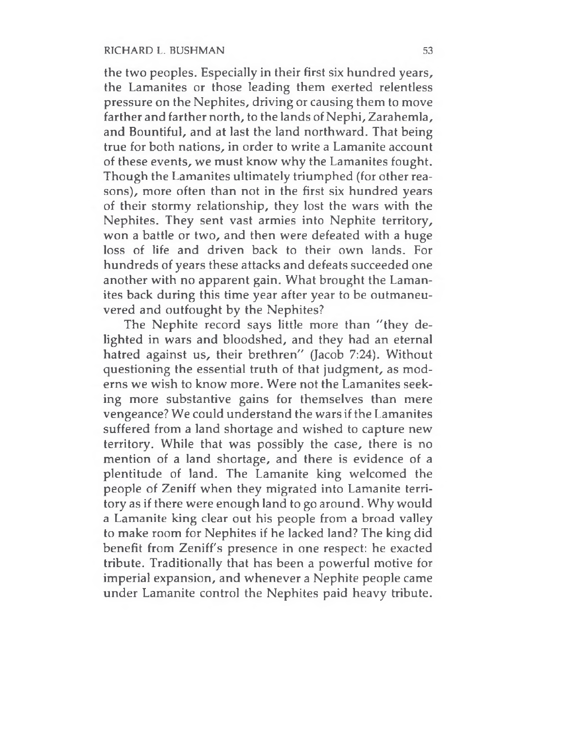the two peoples. Especially in their first six hundred years, the Lamanites or those leading them exerted relentless pressure on the Nephites, driving or causing them to move farther and farther north, to the lands of Nephi, Zarahemla, and Bountiful, and at last the land northward. That being true for both nations, in order to write a Lamanite account of these events, we must know why the Lamanites fought. Though the Lamanites ultimately triumphed (for other reasons), more often than not in the first six hundred years of their stormy relationship, they lost the wars with the Nephites. They sent vast armies into Nephite territory, won a battle or two, and then were defeated with a huge loss of life and driven back to their own lands. For hundreds of years these attacks and defeats succeeded one another with no apparent gain. What brought the Lamanites back during this time year after year to be outmaneuvered and outfought by the Nephites?

The Nephite record says little more than "they delighted in wars and bloodshed, and they had an eternal hatred against us, their brethren" (Jacob 7:24). Without questioning the essential truth of that judgment, as moderns we wish to know more. Were not the Lamanites seeking more substantive gains for themselves than mere vengeance? We could understand the wars if the Lamanites suffered from a land shortage and wished to capture new territory. While that was possibly the case, there is no mention of a land shortage, and there is evidence of a plentitude of land. The Lamanite king welcomed the people of Zeniff when they migrated into Lamanite territory as if there were enough land to go around. Why would a Lamanite king clear out his people from a broad valley to make room for Nephites if he lacked land? The king did benefit from Zeniff's presence in one respect: he exacted tribute. Traditionally that has been a powerful motive for imperial expansion, and whenever a Nephite people came under Lamanite control the Nephites paid heavy tribute.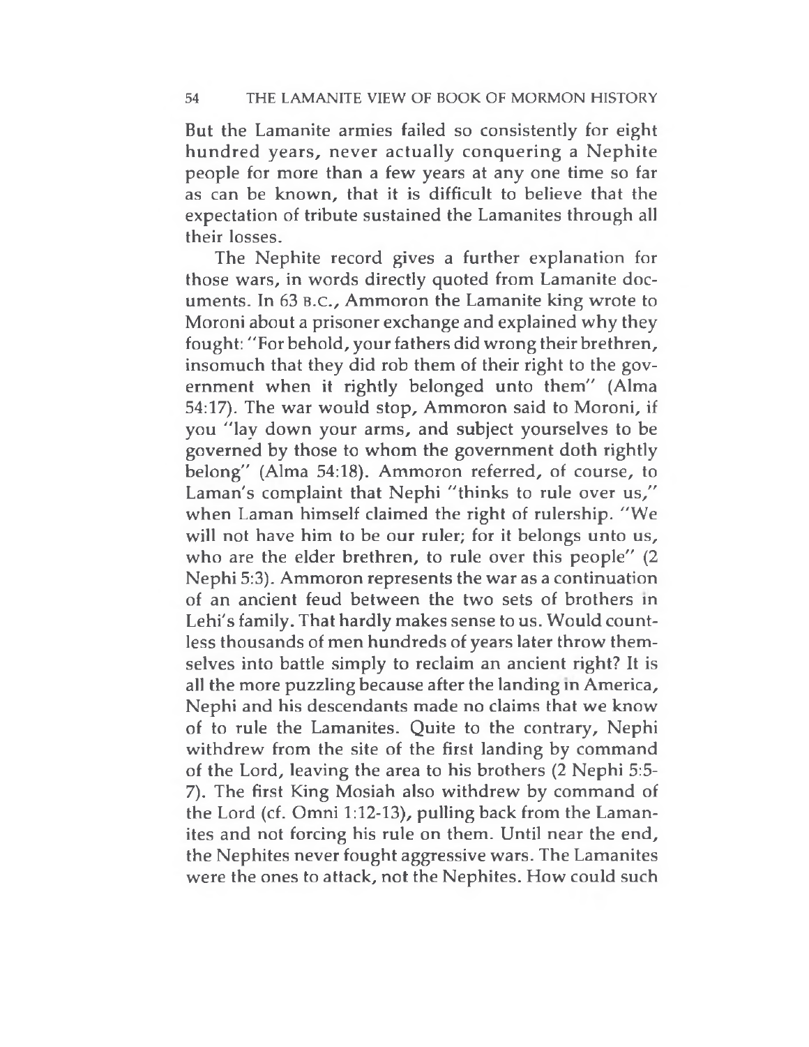But the Lamanite armies failed so consistently for eight hundred years, never actually conquering a Nephite people for more than a few years at any one time so far as can be known, that it is difficult to believe that the expectation of tribute sustained the Lamanites through all their losses.

The Nephite record gives a further explanation for those wars, in words directly quoted from Lamanite documents. In 63 B.C., Ammoron the Lamanite king wrote to Moroni about a prisoner exchange and explained why they fought: "For behold, your fathers did wrong their brethren, insomuch that they did rob them of their right to the government when it rightly belonged unto them" (Alma 54:17). The war would stop, Ammoron said to Moroni, if you "lay down your arms, and subject yourselves to be governed by those to whom the government doth rightly belong" (Alma 54:18). Ammoron referred, of course, to Laman's complaint that Nephi "thinks to rule over us," when Laman himself claimed the right of rulership. "We will not have him to be our ruler; for it belongs unto us, who are the elder brethren, to rule over this people" (2 Nephi 5:3). Ammoron represents the war as a continuation of an ancient feud between the two sets of brothers in Lehi's family. That hardly makes sense to us. Would countless thousands of men hundreds of years later throw themselves into battle simply to reclaim an ancient right? It is all the more puzzling because after the landing in America, Nephi and his descendants made no claims that we know of to rule the Lamanites. Quite to the contrary, Nephi withdrew from the site of the first landing by command of the Lord, leaving the area to his brothers (2 Nephi 5:5-7). The first King Mosiah also withdrew by command of the Lord (cf. Omni 1:12-13), pulling back from the Lamanites and not forcing his rule on them. Until near the end, the Nephites never fought aggressive wars. The Lamanites were the ones to attack, not the Nephites. How could such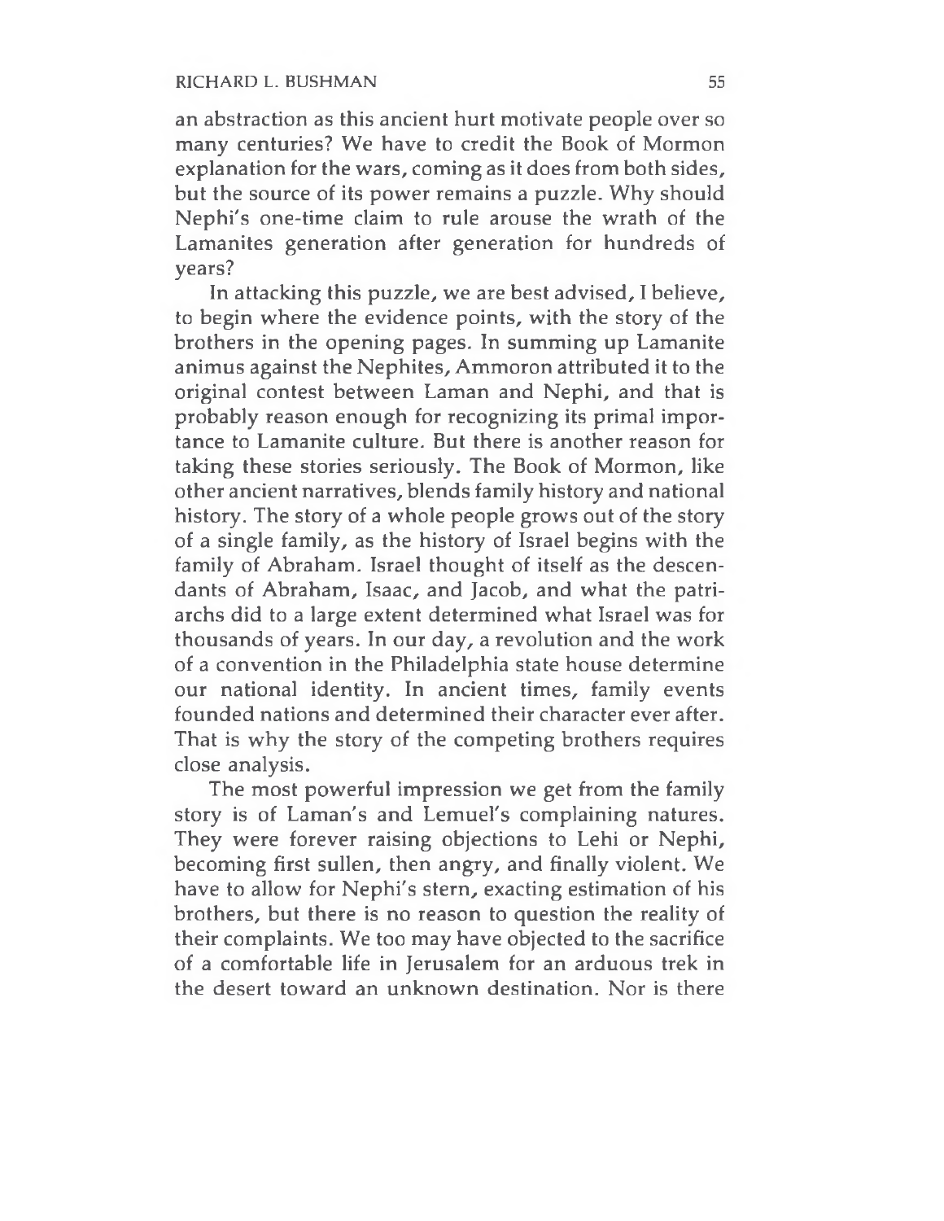an abstraction as this ancient hurt motivate people over so many centuries? We have to credit the Book of Mormon explanation for the wars, coming as it does from both sides, but the source of its power remains a puzzle. Why should Nephi's one-time claim to rule arouse the wrath of the Lamanites generation after generation for hundreds of years?

In attacking this puzzle, we are best advised, I believe, to begin where the evidence points, with the story of the brothers in the opening pages. In summing up Lamanite animus against the Nephites, Ammoron attributed it to the original contest between Laman and Nephi, and that is probably reason enough for recognizing its primal importance to Lamanite culture. But there is another reason for taking these stories seriously. The Book of Mormon, like other ancient narratives, blends family history and national history. The story of a whole people grows out of the story of a single family, as the history of Israel begins with the family of Abraham. Israel thought of itself as the descendants of Abraham, Isaac, and Jacob, and what the patriarchs did to a large extent determined what Israel was for thousands of years. In our day, a revolution and the work of a convention in the Philadelphia state house determine our national identity. In ancient times, family events founded nations and determined their character ever after. That is why the story of the competing brothers requires close analysis.

The most powerful impression we get from the family story is of Laman's and Lemuel's complaining natures. They were forever raising objections to Lehi or Nephi, becoming first sullen, then angry, and finally violent. We have to allow for Nephi's stern, exacting estimation of his brothers, but there is no reason to question the reality of their complaints. We too may have objected to the sacrifice of a comfortable life in Jerusalem for an arduous trek in the desert toward an unknown destination. Nor is there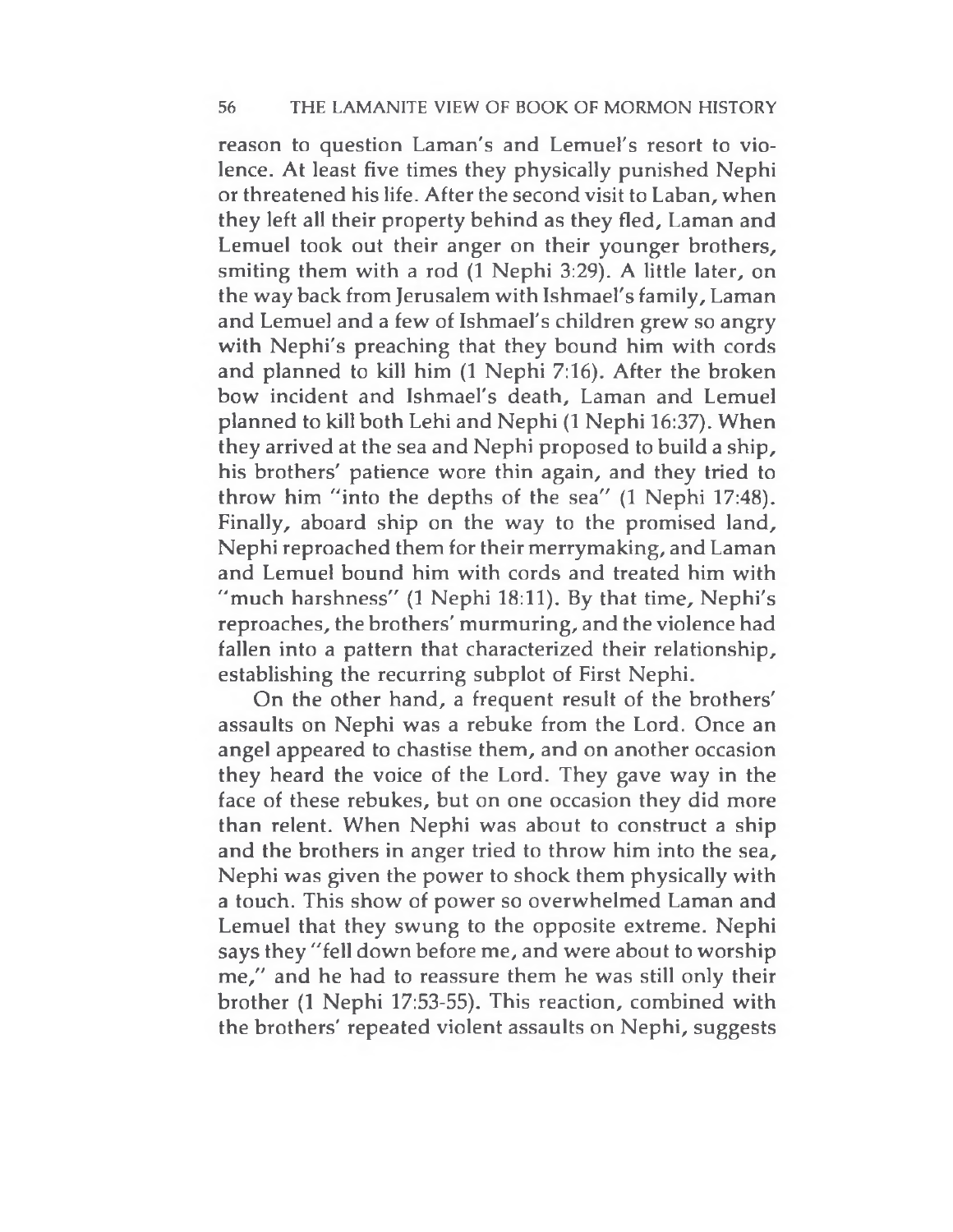reason to question Laman's and Lemuel's resort to violence. At least five times they physically punished Nephi or threatened his life. After the second visit to Laban, when they left all their property behind as they fled, Laman and Lemuel took out their anger on their younger brothers, smiting them with a rod (1 Nephi 3:29). A little later, on the way back from Jerusalem with Ishmael's family, Laman and Lemuel and a few of Ishmael's children grew so angry with Nephi's preaching that they bound him with cords and planned to kill him (1 Nephi 7:16). After the broken bow incident and Ishmael's death, Laman and Lemuel planned to kill both Lehi and Nephi (1 Nephi 16:37). When they arrived at the sea and Nephi proposed to build a ship, his brothers' patience wore thin again, and they tried to throw him "into the depths of the sea" (1 Nephi 17:48). Finally, aboard ship on the way to the promised land, Nephi reproached them for their merrymaking, and Laman and Lemuel bound him with cords and treated him with "much harshness" (1 Nephi 18:11). By that time, Nephi's reproaches, the brothers' murmuring, and the violence had fallen into a pattern that characterized their relationship, establishing the recurring subplot of First Nephi.

On the other hand, a frequent result of the brothers' assaults on Nephi was a rebuke from the Lord. Once an angel appeared to chastise them, and on another occasion they heard the voice of the Lord. They gave way in the face of these rebukes, but on one occasion they did more than relent. When Nephi was about to construct a ship and the brothers in anger tried to throw him into the sea, Nephi was given the power to shock them physically with a touch. This show of power so overwhelmed Laman and Lemuel that they swung to the opposite extreme. Nephi says they "fell down before me, and were about to worship me," and he had to reassure them he was still only their brother (1 Nephi 17:53-55). This reaction, combined with the brothers' repeated violent assaults on Nephi, suggests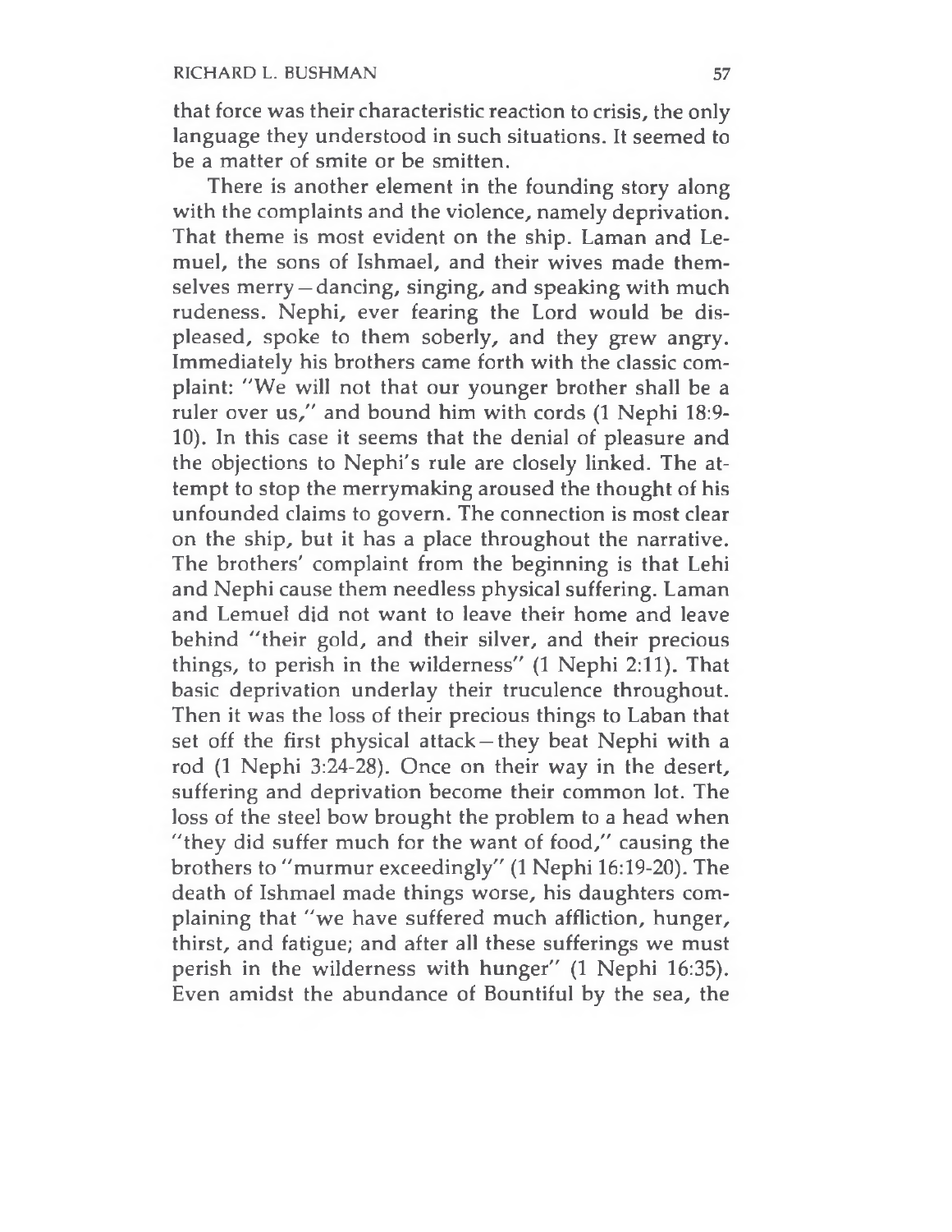that force was their characteristic reaction to crisis, the only language they understood in such situations. It seemed to be a matter of smite or be smitten.

There is another element in the founding story along with the complaints and the violence, namely deprivation. That theme is most evident on the ship. Laman and Lemuel, the sons of Ishmael, and their wives made themselves merry—dancing, singing, and speaking with much rudeness. Nephi, ever fearing the Lord would be displeased, spoke to them soberly, and they grew angry. Immediately his brothers came forth with the classic complaint: "We will not that our younger brother shall be a ruler over us," and bound him with cords (1 Nephi 18:9-10). In this case it seems that the denial of pleasure and the objections to Nephi's rule are closely linked. The attempt to stop the merrymaking aroused the thought of his unfounded claims to govern. The connection is most clear on the ship, but it has a place throughout the narrative. The brothers' complaint from the beginning is that Lehi and Nephi cause them needless physical suffering. Laman and Lemuel did not want to leave their home and leave behind "their gold, and their silver, and their precious things, to perish in the wilderness" (1 Nephi 2:11). That basic deprivation underlay their truculence throughout. Then it was the loss of their precious things to Laban that set off the first physical attack—they beat Nephi with a rod (1 Nephi 3:24-28). Once on their way in the desert, suffering and deprivation become their common lot. The loss of the steel bow brought the problem to a head when "they did suffer much for the want of food," causing the brothers to "murmur exceedingly" (1 Nephi 16:19-20). The death of Ishmael made things worse, his daughters complaining that "we have suffered much affliction, hunger, thirst, and fatigue; and after all these sufferings we must perish in the wilderness with hunger" (1 Nephi 16:35). Even amidst the abundance of Bountiful by the sea, the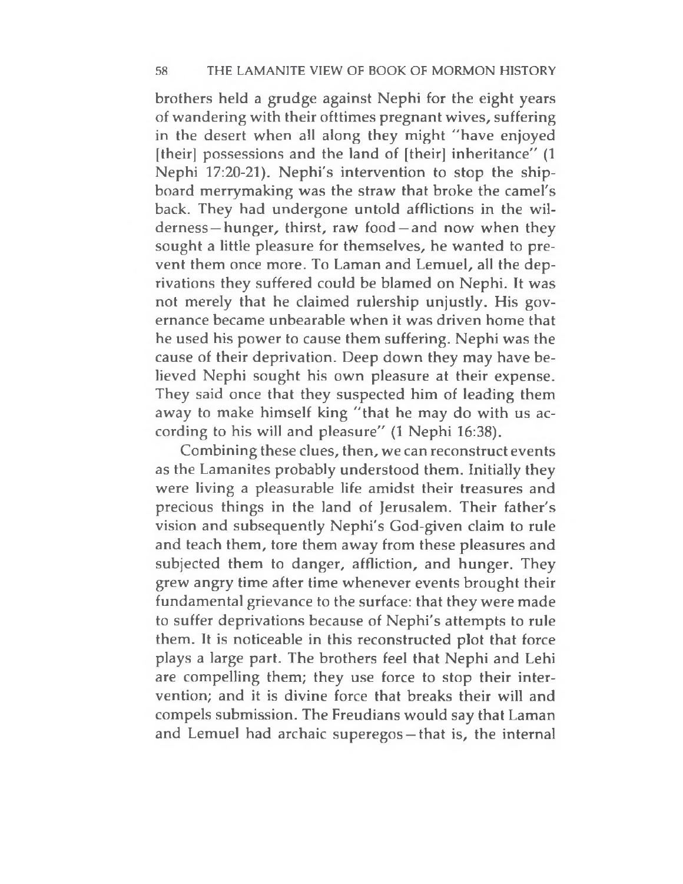brothers held a grudge against Nephi for the eight years of wandering with their ofttimes pregnant wives, suffering in the desert when all along they might "have enjoyed [their] possessions and the land of [their] inheritance" (1 Nephi 17:20-21). Nephi's intervention to stop the shipboard merrymaking was the straw that broke the camel's back. They had undergone untold afflictions in the wilderness—hunger, thirst, raw food—and now when they sought a little pleasure for themselves, he wanted to prevent them once more. To Laman and Lemuel, all the deprivations they suffered could be blamed on Nephi. It was not merely that he claimed rulership unjustly. His governance became unbearable when it was driven home that he used his power to cause them suffering. Nephi was the cause of their deprivation. Deep down they may have believed Nephi sought his own pleasure at their expense. They said once that they suspected him of leading them away to make himself king "that he may do with us according to his will and pleasure" (1 Nephi 16:38).

Combining these clues, then, we can reconstruct events as the Lamanites probably understood them. Initially they were living a pleasurable life amidst their treasures and precious things in the land of Jerusalem. Their father's vision and subsequently Nephi's God-given claim to rule and teach them, tore them away from these pleasures and subjected them to danger, affliction, and hunger. They grew angry time after time whenever events brought their fundamental grievance to the surface: that they were made to suffer deprivations because of Nephi's attempts to rule them. It is noticeable in this reconstructed plot that force plays a large part. The brothers feel that Nephi and Lehi are compelling them; they use force to stop their intervention; and it is divine force that breaks their will and compels submission. The Freudians would say that Laman and Lemuel had archaic superegos—that is, the internal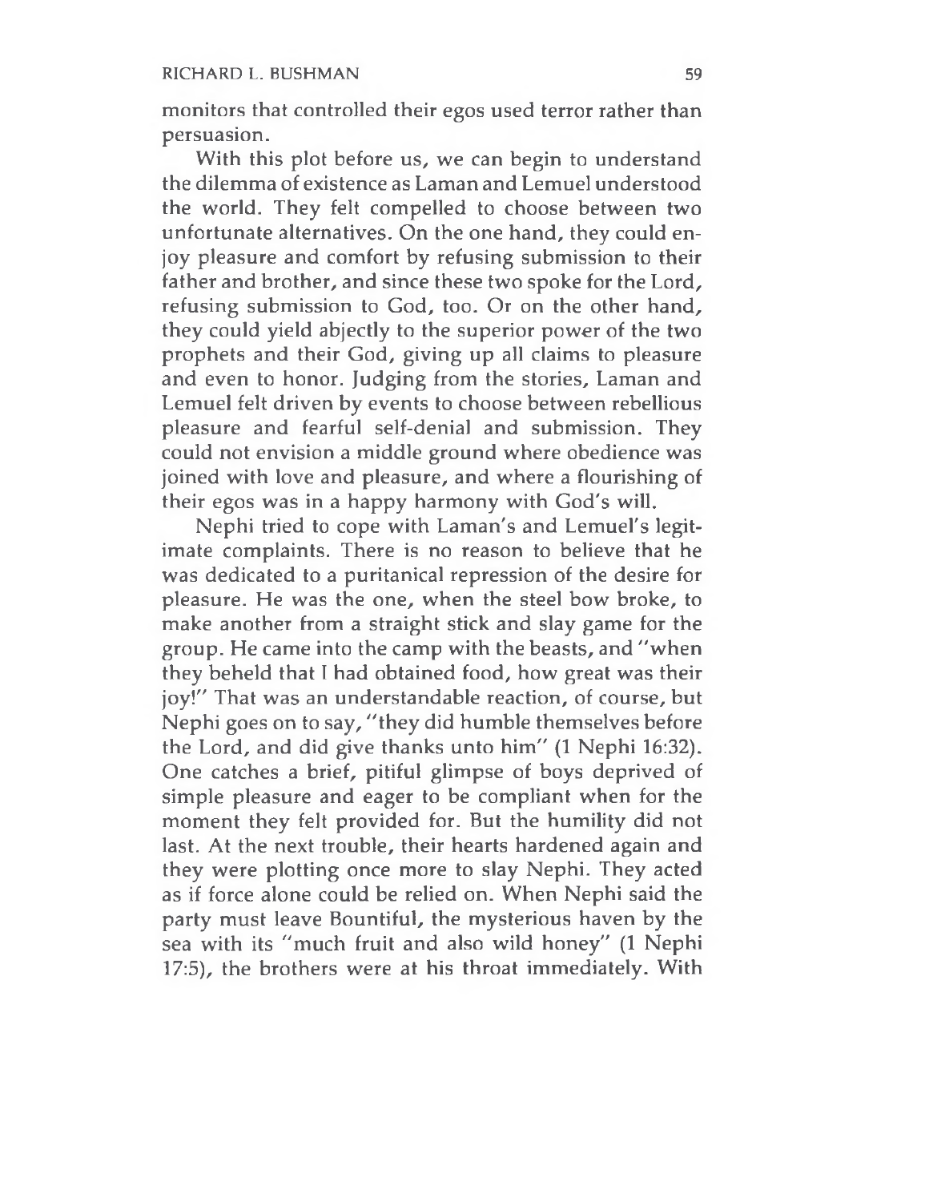monitors that controlled their egos used terror rather than persuasion.

With this plot before us, we can begin to understand the dilemma of existence as Laman and Lemuel understood the world. They felt compelled to choose between two unfortunate alternatives. On the one hand, they could enjoy pleasure and comfort by refusing submission to their father and brother, and since these two spoke for the Lord, refusing submission to God, too. Or on the other hand, they could yield abjectly to the superior power of the two prophets and their God, giving up all claims to pleasure and even to honor. Judging from the stories, Laman and Lemuel felt driven by events to choose between rebellious pleasure and fearful self-denial and submission. They could not envision a middle ground where obedience was joined with love and pleasure, and where a flourishing of their egos was in a happy harmony with God's will.

Nephi tried to cope with Laman's and Lemuel's legitimate complaints. There is no reason to believe that he was dedicated to a puritanical repression of the desire for pleasure. He was the one, when the steel bow broke, to make another from a straight stick and slay game for the group. He came into the camp with the beasts, and "when they beheld that I had obtained food, how great was their joy!" That was an understandable reaction, of course, but Nephi goes on to say, "they did humble themselves before the Lord, and did give thanks unto him" (1 Nephi 16:32). One catches a brief, pitiful glimpse of boys deprived of simple pleasure and eager to be compliant when for the moment they felt provided for. But the humility did not last. At the next trouble, their hearts hardened again and they were plotting once more to slay Nephi. They acted as if force alone could be relied on. When Nephi said the party must leave Bountiful, the mysterious haven by the sea with its "much fruit and also wild honey" (1 Nephi 17:5), the brothers were at his throat immediately. With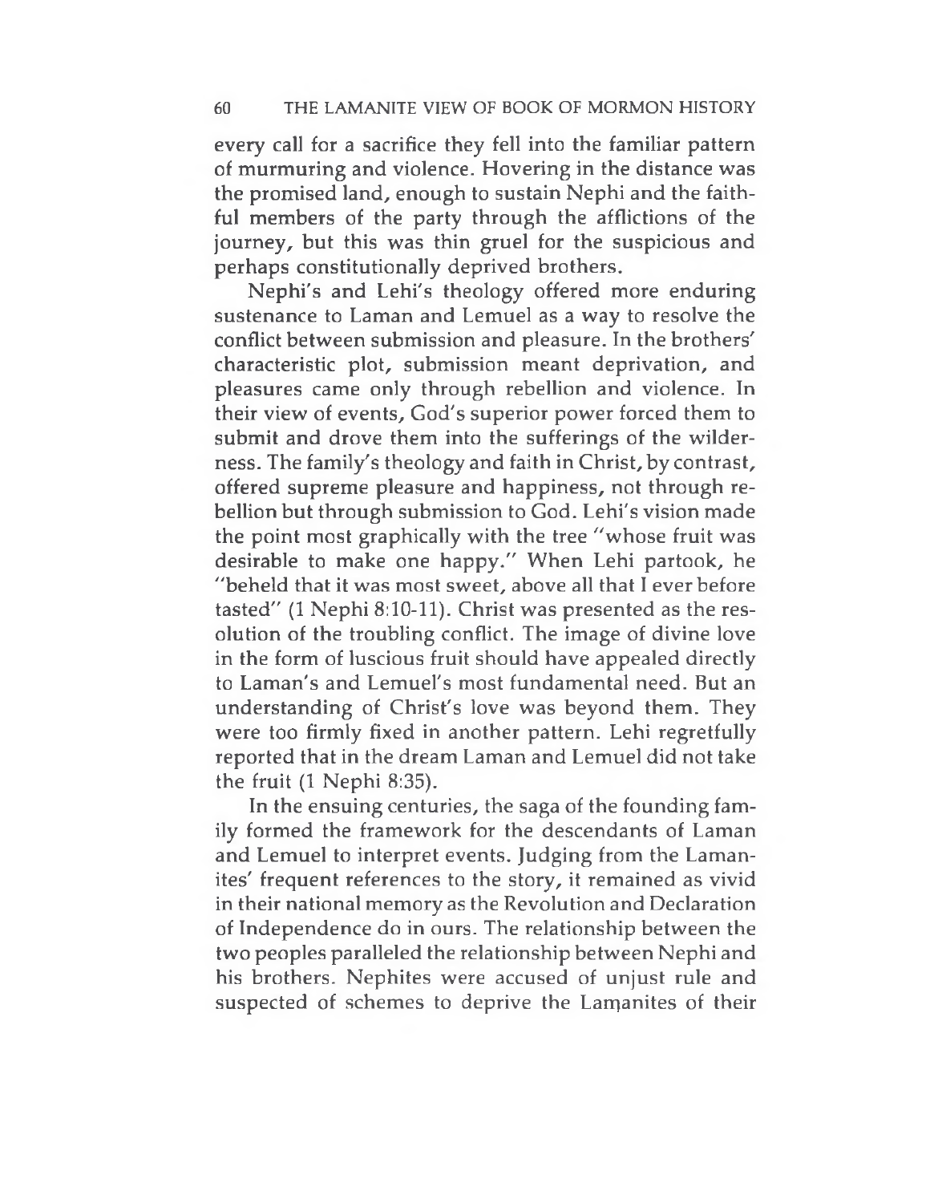every call for a sacrifice they fell into the familiar pattern of murmuring and violence. Hovering in the distance was the promised land, enough to sustain Nephi and the faithful members of the party through the afflictions of the journey, but this was thin gruel for the suspicious and perhaps constitutionally deprived brothers.

Nephi's and Lehi's theology offered more enduring sustenance to Laman and Lemuel as a way to resolve the conflict between submission and pleasure. In the brothers' characteristic plot, submission meant deprivation, and pleasures came only through rebellion and violence. In their view of events, God's superior power forced them to submit and drove them into the sufferings of the wilderness. The family's theology and faith in Christ, by contrast, offered supreme pleasure and happiness, not through rebellion but through submission to God. Lehi's vision made the point most graphically with the tree "whose fruit was desirable to make one happy." When Lehi partook, he "beheld that it was most sweet, above all that I ever before tasted" (1 Nephi 8:10-11). Christ was presented as the resolution of the troubling conflict. The image of divine love in the form of luscious fruit should have appealed directly to Laman's and Lemuel's most fundamental need. But an understanding of Christ's love was beyond them. They were too firmly fixed in another pattern. Lehi regretfully reported that in the dream Laman and Lemuel did not take the fruit (1 Nephi 8:35).

In the ensuing centuries, the saga of the founding family formed the framework for the descendants of Laman and Lemuel to interpret events. Judging from the Lamanites' frequent references to the story, it remained as vivid in their national memory as the Revolution and Declaration of Independence do in ours. The relationship between the two peoples paralleled the relationship between Nephi and his brothers. Nephites were accused of unjust rule and suspected of schemes to deprive the Lamanites of their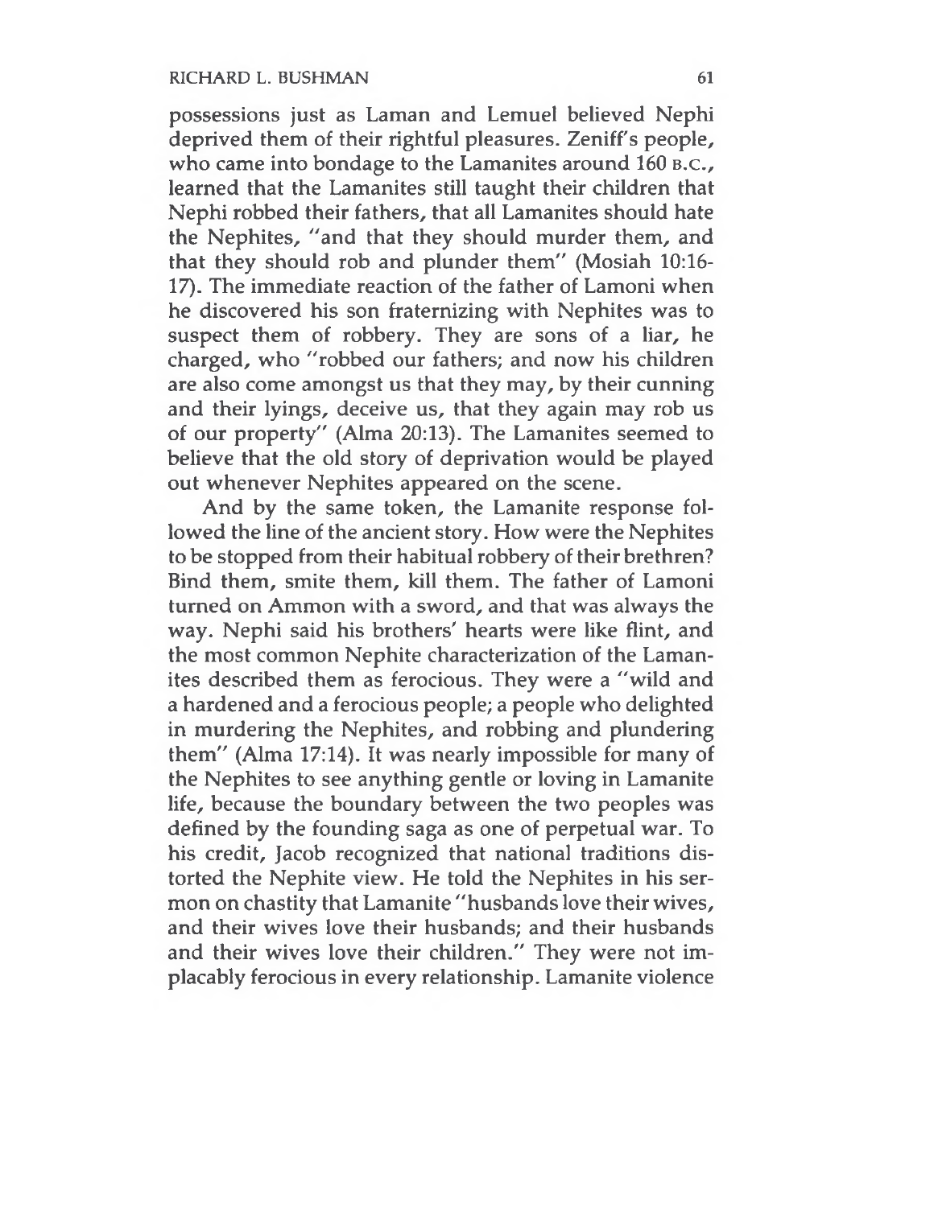possessions just as Laman and Lemuel believed Nephi deprived them of their rightful pleasures. Zeniff's people, who came into bondage to the Lamanites around 160 B.C., learned that the Lamanites still taught their children that Nephi robbed their fathers, that all Lamanites should hate the Nephites, "and that they should murder them, and that they should rob and plunder them" (Mosiah 10:16-17). The immediate reaction of the father of Lamoni when he discovered his son fraternizing with Nephites was to suspect them of robbery. They are sons of a liar, he charged, who "robbed our fathers; and now his children are also come amongst us that they may, by their cunning and their lyings, deceive us, that they again may rob us of our property" (Alma 20:13). The Lamanites seemed to believe that the old story of deprivation would be played out whenever Nephites appeared on the scene.

And by the same token, the Lamanite response followed the line of the ancient story. How were the Nephites to be stopped from their habitual robbery of their brethren? Bind them, smite them, kill them. The father of Lamoni turned on Ammon with a sword, and that was always the way. Nephi said his brothers' hearts were like flint, and the most common Nephite characterization of the Lamanites described them as ferocious. They were a "wild and a hardened and a ferocious people; a people who delighted in murdering the Nephites, and robbing and plundering them" (Alma 17:14). It was nearly impossible for many of the Nephites to see anything gentle or loving in Lamanite life, because the boundary between the two peoples was defined by the founding saga as one of perpetual war. To his credit, Jacob recognized that national traditions distorted the Nephite view. He told the Nephites in his sermon on chastity that Lamanite "husbands love their wives, and their wives love their husbands; and their husbands and their wives love their children." They were not implacably ferocious in every relationship. Lamanite violence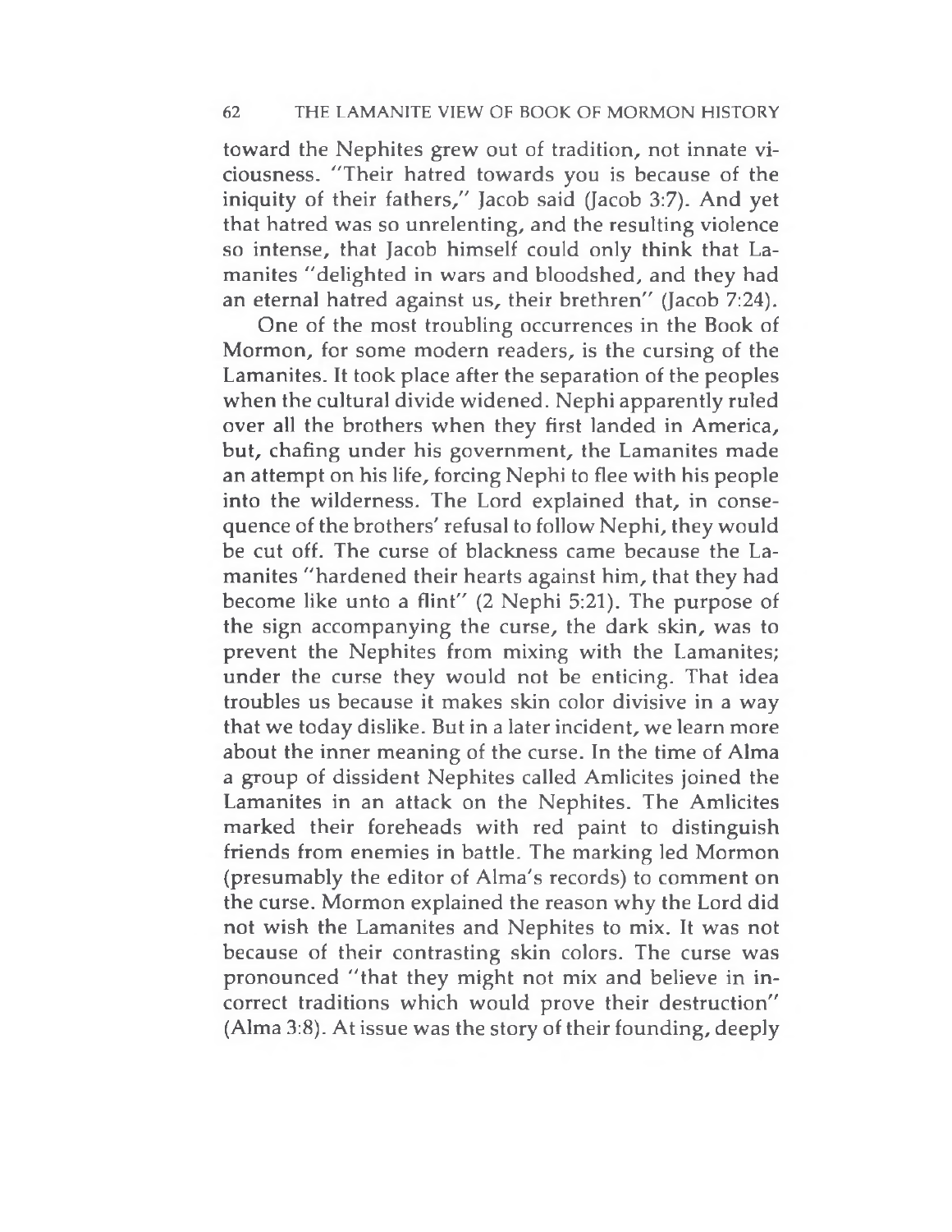toward the Nephites grew out of tradition, not innate viciousness. "Their hatred towards you is because of the iniquity of their fathers," Jacob said (Jacob 3:7). And yet that hatred was so unrelenting, and the resulting violence so intense, that Jacob himself could only think that Lamanites "delighted in wars and bloodshed, and they had an eternal hatred against us, their brethren" (Jacob 7:24).

One of the most troubling occurrences in the Book of Mormon, for some modern readers, is the cursing of the Lamanites. It took place after the separation of the peoples when the cultural divide widened. Nephi apparently ruled over all the brothers when they first landed in America, but, chafing under his government, the Lamanites made an attempt on his life, forcing Nephi to flee with his people into the wilderness. The Lord explained that, in consequence of the brothers' refusal to follow Nephi, they would be cut off. The curse of blackness came because the Lamanites "hardened their hearts against him, that they had become like unto a flint" (2 Nephi 5:21). The purpose of the sign accompanying the curse, the dark skin, was to prevent the Nephites from mixing with the Lamanites; under the curse they would not be enticing. That idea troubles us because it makes skin color divisive in a way that we today dislike. But in a later incident, we learn more about the inner meaning of the curse. In the time of Alma a group of dissident Nephites called Amlicites joined the Lamanites in an attack on the Nephites. The Amlicites marked their foreheads with red paint to distinguish friends from enemies in battle. The marking led Mormon (presumably the editor of Alma's records) to comment on the curse. Mormon explained the reason why the Lord did not wish the Lamanites and Nephites to mix. It was not because of their contrasting skin colors. The curse was pronounced "that they might not mix and believe in incorrect traditions which would prove their destruction" (Alma 3:8). At issue was the story of their founding, deeply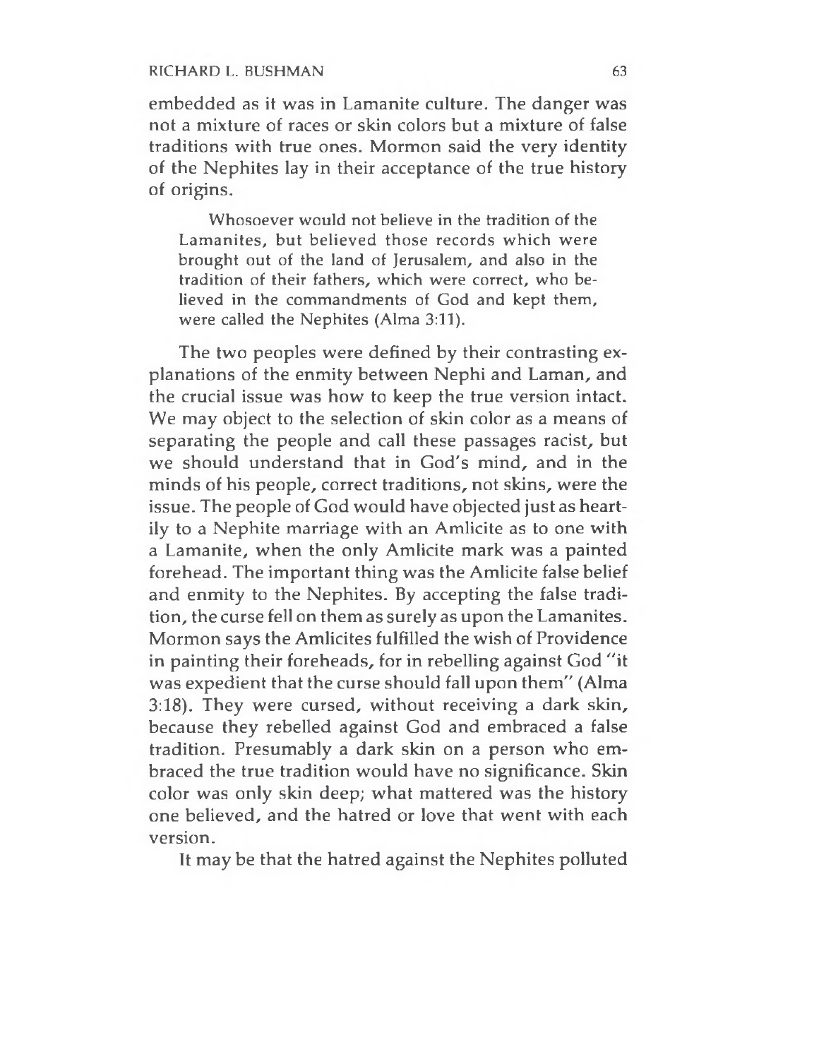embedded as it was in Lamanite culture. The danger was not a mixture of races or skin colors but a mixture of false traditions with true ones. Mormon said the very identity of the Nephites lay in their acceptance of the true history of origins.

> Whosoever would not believe in the tradition of the Lamanites, but believed those records which were brought out of the land of Jerusalem, and also in the tradition of their fathers, which were correct, who believed in the commandments of God and kept them, were called the Nephites (Alma 3:11).

The two peoples were defined by their contrasting explanations of the enmity between Nephi and Laman, and the crucial issue was how to keep the true version intact. We may object to the selection of skin color as a means of separating the people and call these passages racist, but we should understand that in God's mind, and in the minds of his people, correct traditions, not skins, were the issue. The people of God would have objected just as heartily to a Nephite marriage with an Amlicite as to one with a Lamanite, when the only Amlicite mark was a painted forehead. The important thing was the Amlicite false belief and enmity to the Nephites. By accepting the false tradition, the curse fell on them as surely as upon the Lamanites. Mormon says the Amlicites fulfilled the wish of Providence in painting their foreheads, for in rebelling against God "it was expedient that the curse should fall upon them" (Alma 3:18). They were cursed, without receiving a dark skin, because they rebelled against God and embraced a false tradition. Presumably a dark skin on a person who embraced the true tradition would have no significance. Skin color was only skin deep; what mattered was the history one believed, and the hatred or love that went with each version.

It may be that the hatred against the Nephites polluted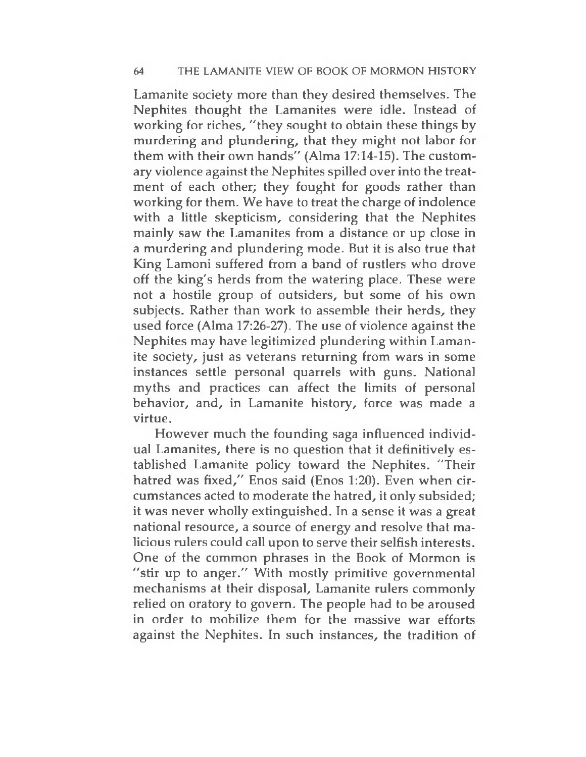Lamanite society more than they desired themselves. The Nephites thought the Lamanites were idle. Instead of working for riches, "they sought to obtain these things by murdering and plundering, that they might not labor for them with their own hands" (Alma 17:14-15). The customary violence against the Nephites spilled over into the treatment of each other; they fought for goods rather than working for them. We have to treat the charge of indolence with a little skepticism, considering that the Nephites mainly saw the Lamanites from a distance or up close in a murdering and plundering mode. But it is also true that King Lamoni suffered from a band of rustlers who drove off the king's herds from the watering place. These were not a hostile group of outsiders, but some of his own subjects. Rather than work to assemble their herds, they used force (Alma 17:26-27). The use of violence against the Nephites may have legitimized plundering within Lamanite society, just as veterans returning from wars in some instances settle personal quarrels with guns. National myths and practices can affect the limits of personal behavior, and, in Lamanite history, force was made a virtue.

However much the founding saga influenced individual Lamanites, there is no question that it definitively established Lamanite policy toward the Nephites. "Their hatred was fixed," Enos said (Enos 1:20). Even when circumstances acted to moderate the hatred, it only subsided; it was never wholly extinguished. In a sense it was a great national resource, a source of energy and resolve that malicious rulers could call upon to serve their selfish interests. One of the common phrases in the Book of Mormon is "stir up to anger." With mostly primitive governmental mechanisms at their disposal, Lamanite rulers commonly relied on oratory to govern. The people had to be aroused in order to mobilize them for the massive war efforts against the Nephites. In such instances, the tradition of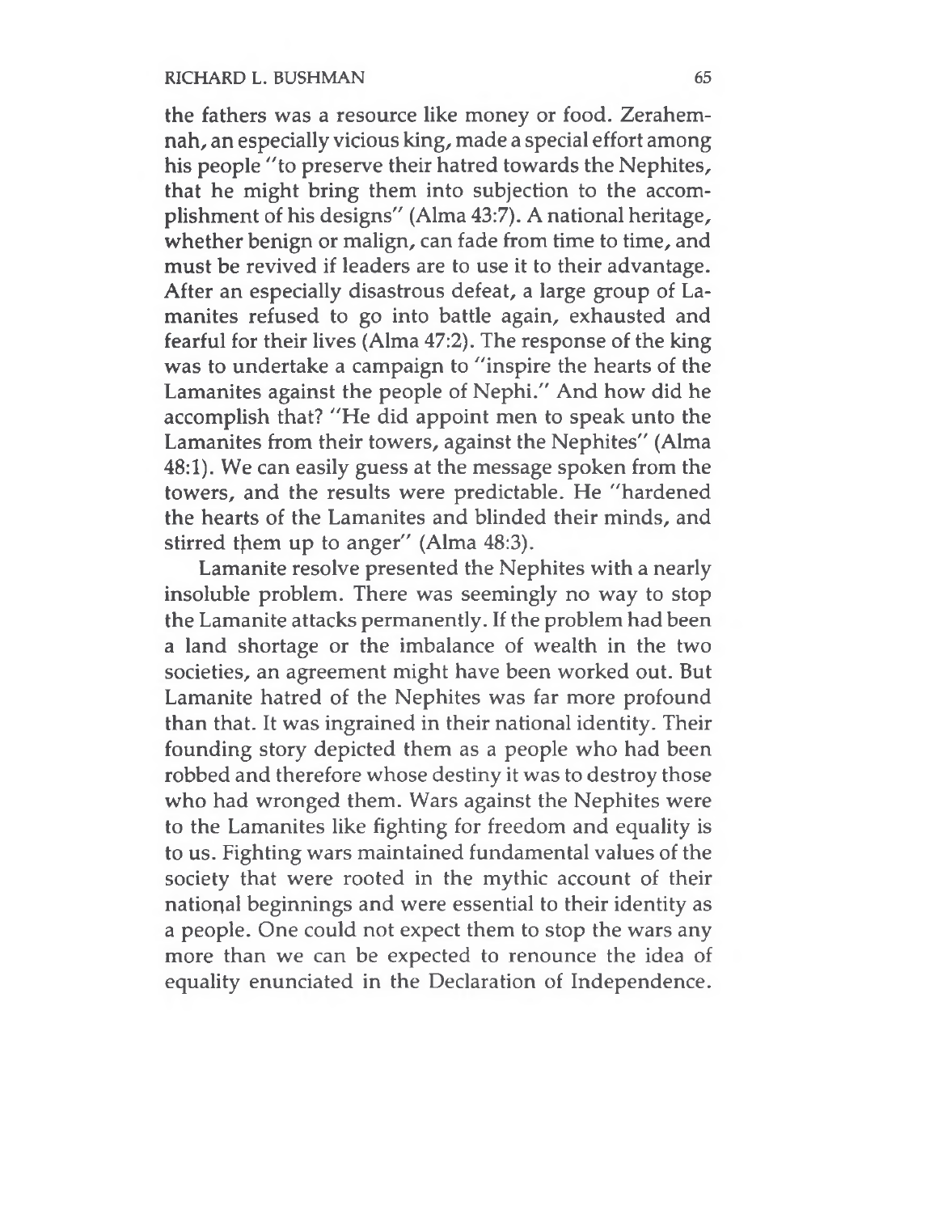the fathers was a resource like money or food. Zerahemnah, an especially vicious king, made a special effort among his people "to preserve their hatred towards the Nephites, that he might bring them into subjection to the accomplishment of his designs" (Alma 43:7). A national heritage, whether benign or malign, can fade from time to time, and must be revived if leaders are to use it to their advantage. After an especially disastrous defeat, a large group of Lamanites refused to go into battle again, exhausted and fearful for their lives (Alma 47:2). The response of the king was to undertake a campaign to "inspire the hearts of the Lamanites against the people of Nephi." And how did he accomplish that? "He did appoint men to speak unto the Lamanites from their towers, against the Nephites" (Alma 48:1). We can easily guess at the message spoken from the towers, and the results were predictable. He "hardened the hearts of the Lamanites and blinded their minds, and stirred them up to anger" (Alma 48:3).

Lamanite resolve presented the Nephites with a nearly insoluble problem. There was seemingly no way to stop the Lamanite attacks permanently. If the problem had been a land shortage or the imbalance of wealth in the two societies, an agreement might have been worked out. But Lamanite hatred of the Nephites was far more profound than that. It was ingrained in their national identity. Their founding story depicted them as a people who had been robbed and therefore whose destiny it was to destroy those who had wronged them. Wars against the Nephites were to the Lamanites like fighting for freedom and equality is to us. Fighting wars maintained fundamental values of the society that were rooted in the mythic account of their national beginnings and were essential to their identity as a people. One could not expect them to stop the wars any more than we can be expected to renounce the idea of equality enunciated in the Declaration of Independence.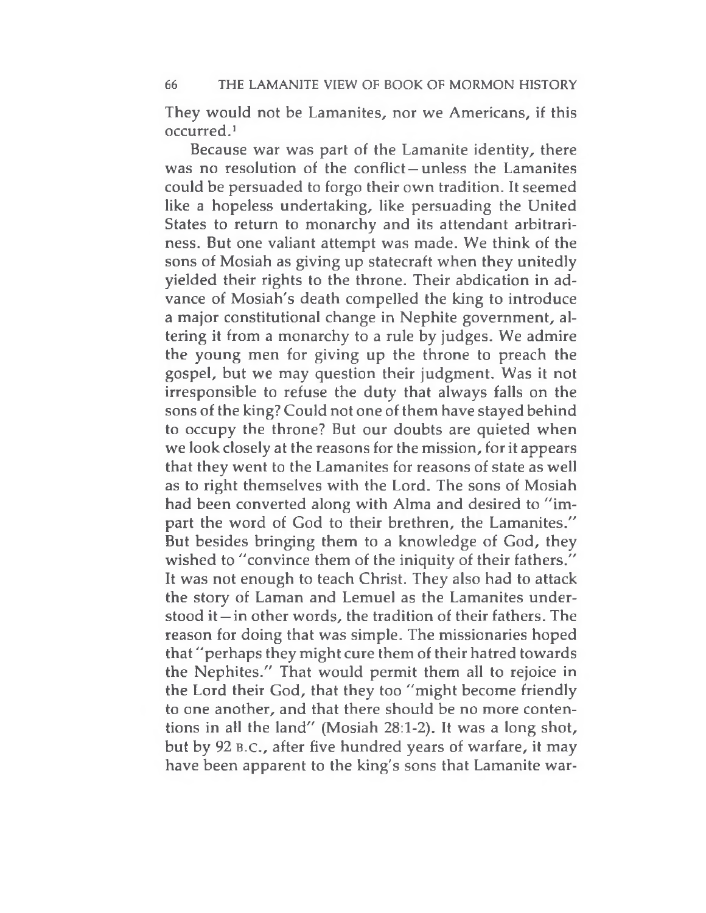They would not be Lamanites, nor we Americans, if this occurred.[1]

Because war was part of the Lamanite identity, there was no resolution of the conflict—unless the Lamanites could be persuaded to forgo their own tradition. It seemed like a hopeless undertaking, like persuading the United States to return to monarchy and its attendant arbitrariness. But one valiant attempt was made. We think of the sons of Mosiah as giving up statecraft when they unitedly yielded their rights to the throne. Their abdication in advance of Mosiah's death compelled the king to introduce a major constitutional change in Nephite government, altering it from a monarchy to a rule by judges. We admire the young men for giving up the throne to preach the gospel, but we may question their judgment. Was it not irresponsible to refuse the duty that always falls on the sons of the king? Could not one of them have stayed behind to occupy the throne? But our doubts are quieted when we look closely at the reasons for the mission, for it appears that they went to the Lamanites for reasons of state as well as to right themselves with the Lord. The sons of Mosiah had been converted along with Alma and desired to "impart the word of God to their brethren, the Lamanites." But besides bringing them to a knowledge of God, they wished to "convince them of the iniquity of their fathers." It was not enough to teach Christ. They also had to attack the story of Laman and Lemuel as the Lamanites understood it—in other words, the tradition of their fathers. The reason for doing that was simple. The missionaries hoped that "perhaps they might cure them of their hatred towards the Nephites." That would permit them all to rejoice in the Lord their God, that they too "might become friendly to one another, and that there should be no more contentions in all the land" (Mosiah 28:1-2). It was a long shot, but by 92 B.C., after five hundred years of warfare, it may have been apparent to the king's sons that Lamanite war-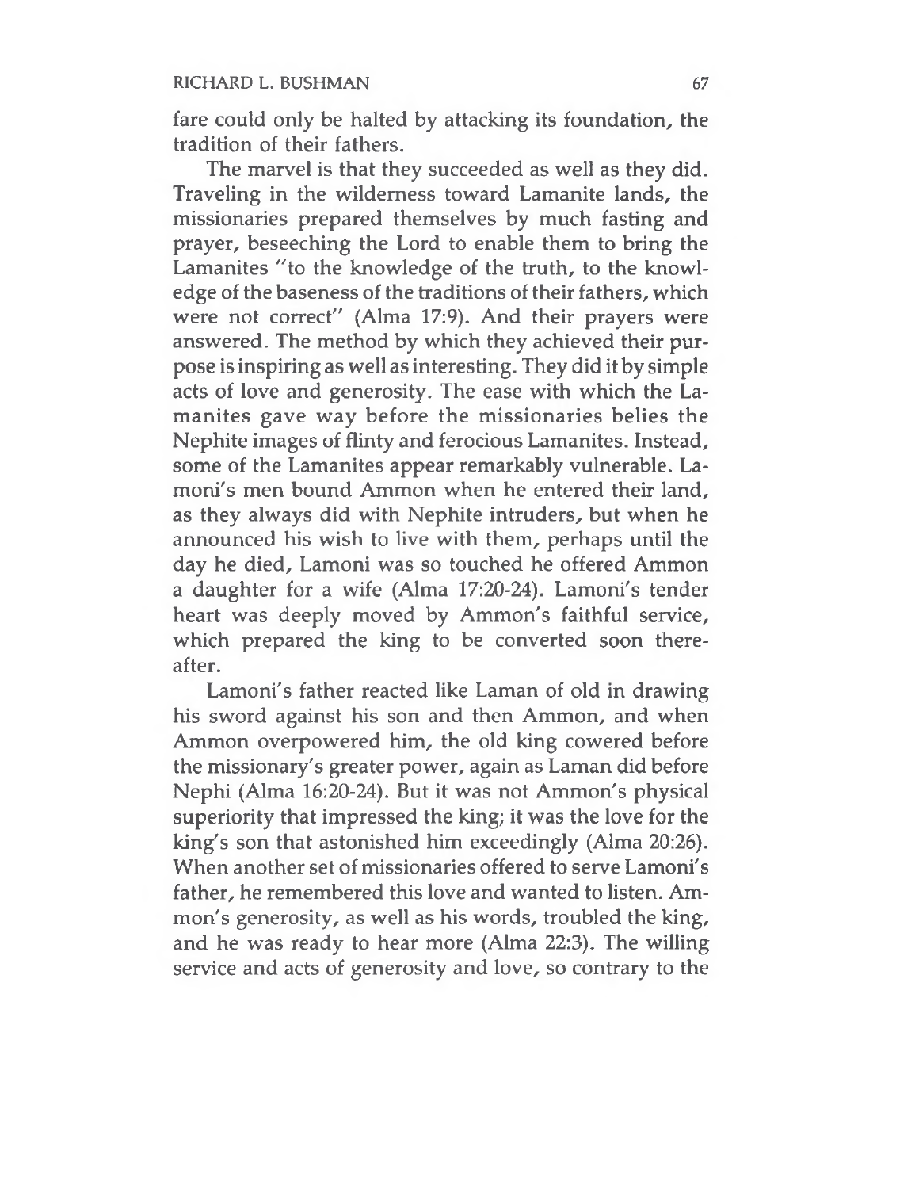fare could only be halted by attacking its foundation, the tradition of their fathers.

The marvel is that they succeeded as well as they did. Traveling in the wilderness toward Lamanite lands, the missionaries prepared themselves by much fasting and prayer, beseeching the Lord to enable them to bring the Lamanites "to the knowledge of the truth, to the knowledge of the baseness of the traditions of their fathers, which were not correct" (Alma 17:9). And their prayers were answered. The method by which they achieved their purpose is inspiring as well as interesting. They did it by simple acts of love and generosity. The ease with which the Lamanites gave way before the missionaries belies the Nephite images of flinty and ferocious Lamanites. Instead, some of the Lamanites appear remarkably vulnerable. Lamoni's men bound Ammon when he entered their land, as they always did with Nephite intruders, but when he announced his wish to live with them, perhaps until the day he died, Lamoni was so touched he offered Ammon a daughter for a wife (Alma 17:20-24). Lamoni's tender heart was deeply moved by Ammon's faithful service, which prepared the king to be converted soon thereafter.

Lamoni's father reacted like Laman of old in drawing his sword against his son and then Ammon, and when Ammon overpowered him, the old king cowered before the missionary's greater power, again as Laman did before Nephi (Alma 16:20-24). But it was not Ammon's physical superiority that impressed the king; it was the love for the king's son that astonished him exceedingly (Alma 20:26). When another set of missionaries offered to serve Lamoni's father, he remembered this love and wanted to listen. Ammon's generosity, as well as his words, troubled the king, and he was ready to hear more (Alma 22:3). The willing service and acts of generosity and love, so contrary to the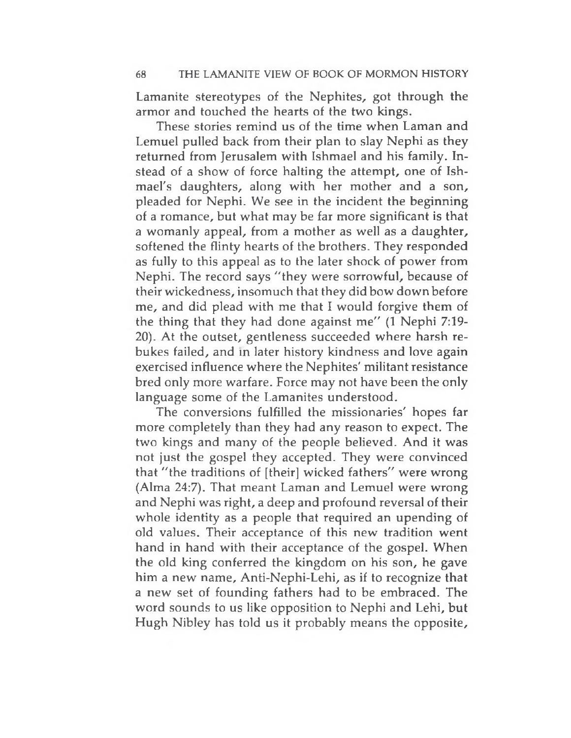Lamanite stereotypes of the Nephites, got through the armor and touched the hearts of the two kings.

These stories remind us of the time when Laman and Lemuel pulled back from their plan to slay Nephi as they returned from Jerusalem with Ishmael and his family. Instead of a show of force halting the attempt, one of Ishmael's daughters, along with her mother and a son, pleaded for Nephi. We see in the incident the beginning of a romance, but what may be far more significant is that a womanly appeal, from a mother as well as a daughter, softened the flinty hearts of the brothers. They responded as fully to this appeal as to the later shock of power from Nephi. The record says "they were sorrowful, because of their wickedness, insomuch that they did bow down before me, and did plead with me that I would forgive them of the thing that they had done against me" (1 Nephi 7:19-20). At the outset, gentleness succeeded where harsh rebukes failed, and in later history kindness and love again exercised influence where the Nephites' militant resistance bred only more warfare. Force may not have been the only language some of the Lamanites understood.

The conversions fulfilled the missionaries' hopes far more completely than they had any reason to expect. The two kings and many of the people believed. And it was not just the gospel they accepted. They were convinced that "the traditions of [their] wicked fathers" were wrong (Alma 24:7). That meant Laman and Lemuel were wrong and Nephi was right, a deep and profound reversal of their whole identity as a people that required an upending of old values. Their acceptance of this new tradition went hand in hand with their acceptance of the gospel. When the old king conferred the kingdom on his son, he gave him a new name, Anti-Nephi-Lehi, as if to recognize that a new set of founding fathers had to be embraced. The word sounds to us like opposition to Nephi and Lehi, but Hugh Nibley has told us it probably means the opposite,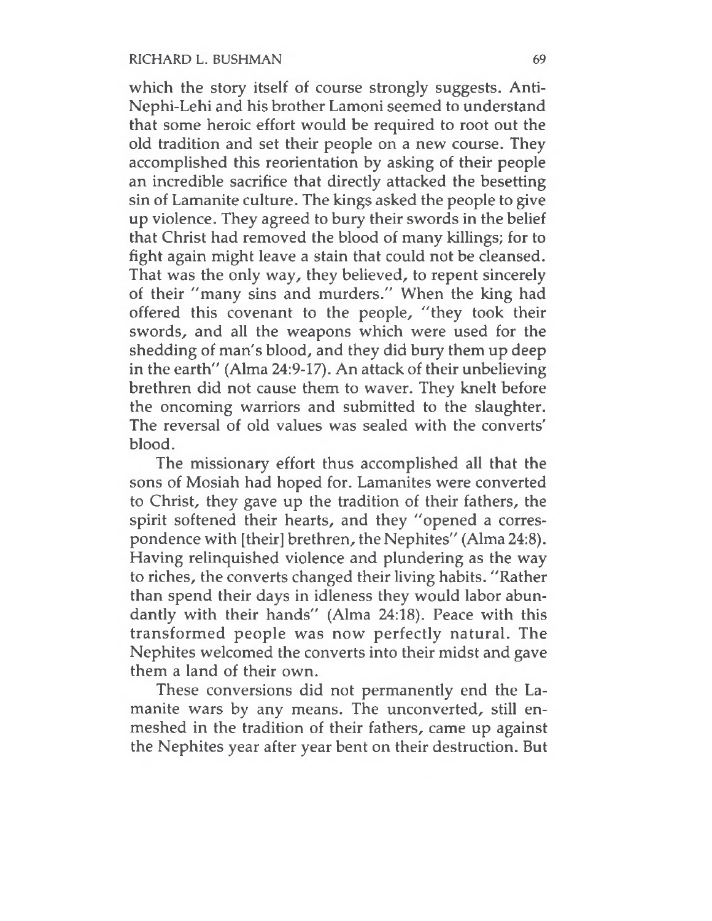which the story itself of course strongly suggests. Anti-Nephi-Lehi and his brother Lamoni seemed to understand that some heroic effort would be required to root out the old tradition and set their people on a new course. They accomplished this reorientation by asking of their people an incredible sacrifice that directly attacked the besetting sin of Lamanite culture. The kings asked the people to give up violence. They agreed to bury their swords in the belief that Christ had removed the blood of many killings; for to fight again might leave a stain that could not be cleansed. That was the only way, they believed, to repent sincerely of their "many sins and murders." When the king had offered this covenant to the people, "they took their swords, and all the weapons which were used for the shedding of man's blood, and they did bury them up deep in the earth" (Alma 24:9-17). An attack of their unbelieving brethren did not cause them to waver. They knelt before the oncoming warriors and submitted to the slaughter. The reversal of old values was sealed with the converts' blood.

The missionary effort thus accomplished all that the sons of Mosiah had hoped for. Lamanites were converted to Christ, they gave up the tradition of their fathers, the spirit softened their hearts, and they "opened a correspondence with [their] brethren, the Nephites" (Alma 24:8). Having relinquished violence and plundering as the way to riches, the converts changed their living habits. "Rather than spend their days in idleness they would labor abundantly with their hands" (Alma 24:18). Peace with this transformed people was now perfectly natural. The Nephites welcomed the converts into their midst and gave them a land of their own.

These conversions did not permanently end the Lamanite wars by any means. The unconverted, still enmeshed in the tradition of their fathers, came up against the Nephites year after year bent on their destruction. But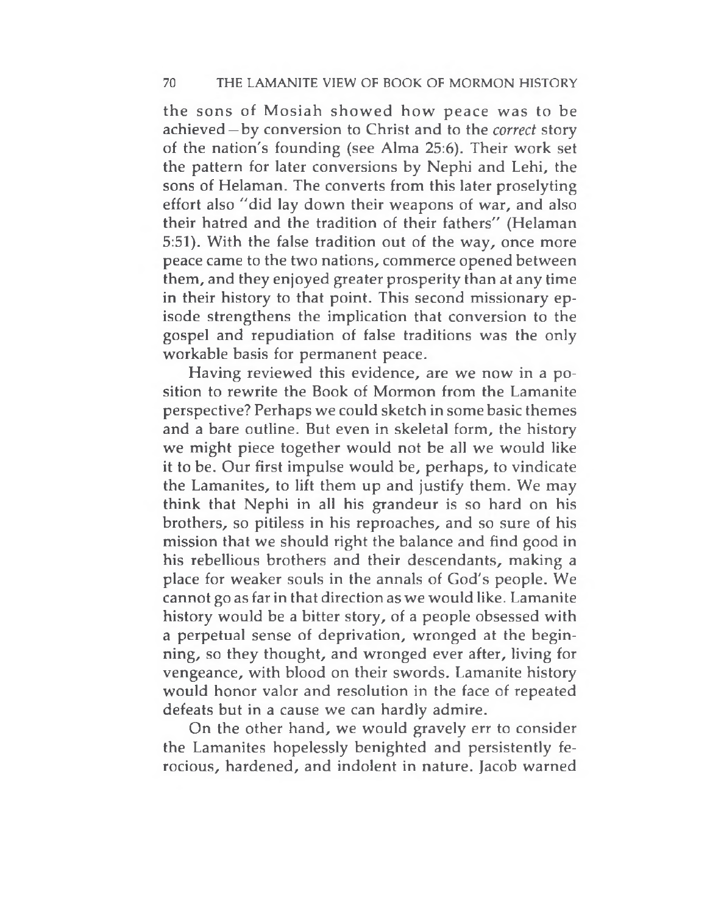the sons of Mosiah showed how peace was to be achieved—by conversion to Christ and to the *correct* story of the nation's founding (see Alma 25:6). Their work set the pattern for later conversions by Nephi and Lehi, the sons of Helaman. The converts from this later proselyting effort also "did lay down their weapons of war, and also their hatred and the tradition of their fathers" (Helaman 5:51). With the false tradition out of the way, once more peace came to the two nations, commerce opened between them, and they enjoyed greater prosperity than at any time in their history to that point. This second missionary episode strengthens the implication that conversion to the gospel and repudiation of false traditions was the only workable basis for permanent peace.

Having reviewed this evidence, are we now in a position to rewrite the Book of Mormon from the Lamanite perspective? Perhaps we could sketch in some basic themes and a bare outline. But even in skeletal form, the history we might piece together would not be all we would like it to be. Our first impulse would be, perhaps, to vindicate the Lamanites, to lift them up and justify them. We may think that Nephi in all his grandeur is so hard on his brothers, so pitiless in his reproaches, and so sure of his mission that we should right the balance and find good in his rebellious brothers and their descendants, making a place for weaker souls in the annals of God's people. We cannot go as far in that direction as we would like. Lamanite history would be a bitter story, of a people obsessed with a perpetual sense of deprivation, wronged at the beginning, so they thought, and wronged ever after, living for vengeance, with blood on their swords. Lamanite history would honor valor and resolution in the face of repeated defeats but in a cause we can hardly admire.

On the other hand, we would gravely err to consider the Lamanites hopelessly benighted and persistently ferocious, hardened, and indolent in nature. Jacob warned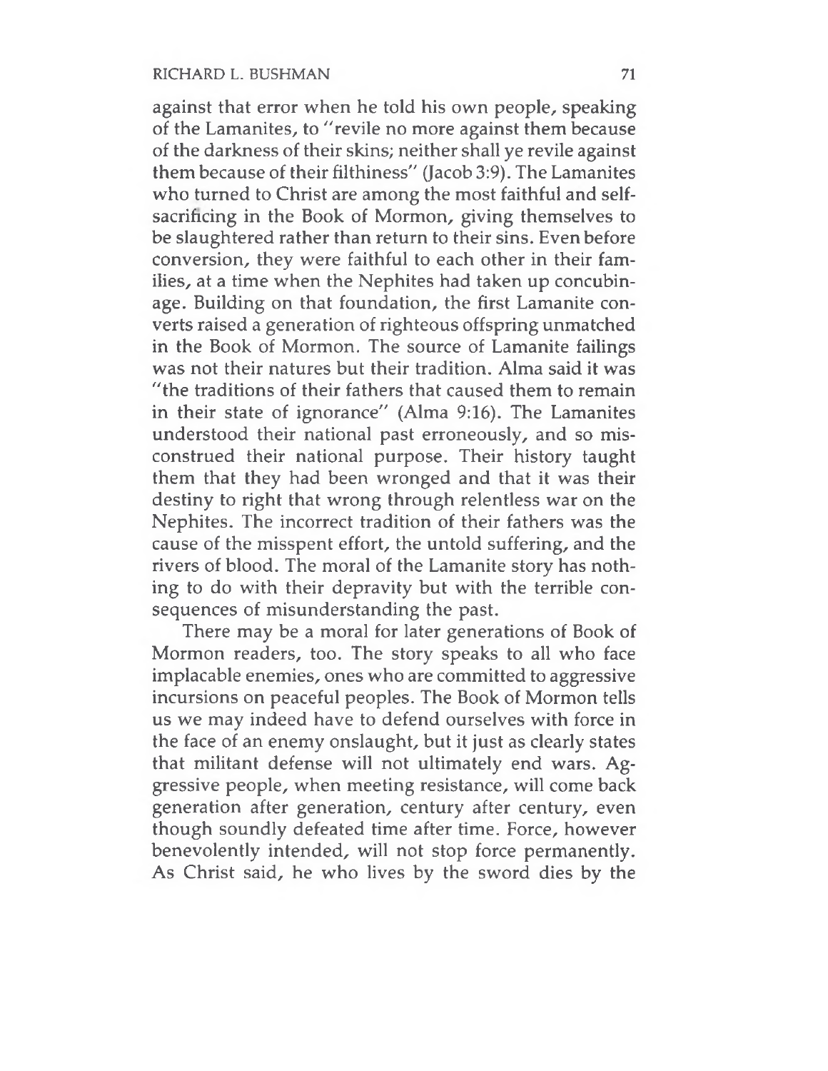against that error when he told his own people, speaking of the Lamanites, to "revile no more against them because of the darkness of their skins; neither shall ye revile against them because of their filthiness" (Jacob 3:9). The Lamanites who turned to Christ are among the most faithful and self-sacrificing in the Book of Mormon, giving themselves to be slaughtered rather than return to their sins. Even before conversion, they were faithful to each other in their families, at a time when the Nephites had taken up concubinage. Building on that foundation, the first Lamanite converts raised a generation of righteous offspring unmatched in the Book of Mormon. The source of Lamanite failings was not their natures but their tradition. Alma said it was "the traditions of their fathers that caused them to remain in their state of ignorance" (Alma 9:16). The Lamanites understood their national past erroneously, and so misconstrued their national purpose. Their history taught them that they had been wronged and that it was their destiny to right that wrong through relentless war on the Nephites. The incorrect tradition of their fathers was the cause of the misspent effort, the untold suffering, and the rivers of blood. The moral of the Lamanite story has nothing to do with their depravity but with the terrible consequences of misunderstanding the past.

There may be a moral for later generations of Book of Mormon readers, too. The story speaks to all who face implacable enemies, ones who are committed to aggressive incursions on peaceful peoples. The Book of Mormon tells us we may indeed have to defend ourselves with force in the face of an enemy onslaught, but it just as clearly states that militant defense will not ultimately end wars. Aggressive people, when meeting resistance, will come back generation after generation, century after century, even though soundly defeated time after time. Force, however benevolently intended, will not stop force permanently. As Christ said, he who lives by the sword dies by the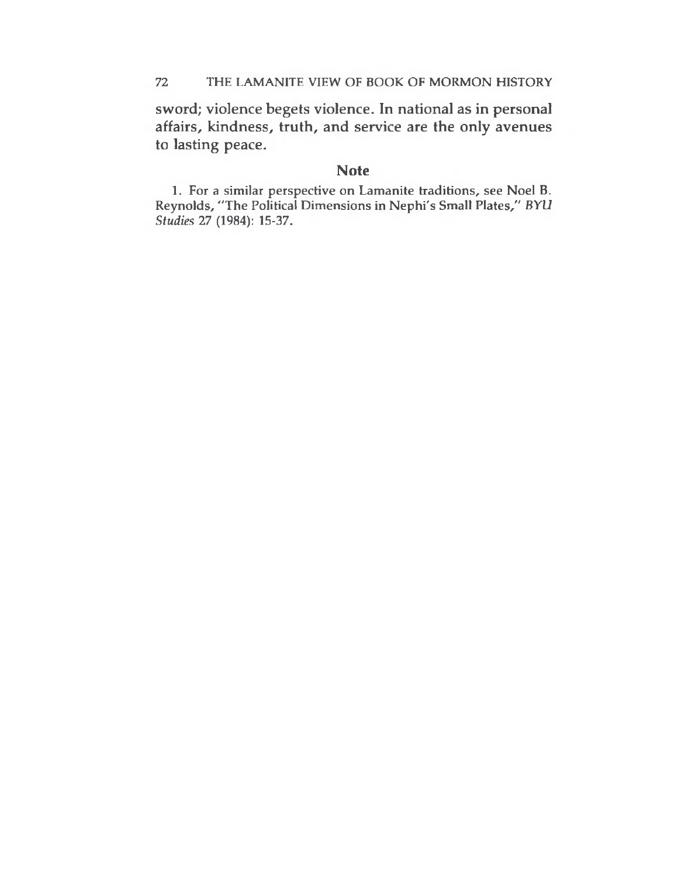sword; violence begets violence. In national as in personal affairs, kindness, truth, and service are the only avenues to lasting peace.

## Note

1. For a similar perspective on Lamanite traditions, see Noel B. Reynolds, "The Political Dimensions in Nephi's Small Plates," *BYU Studies* 27 (1984): 15-37.